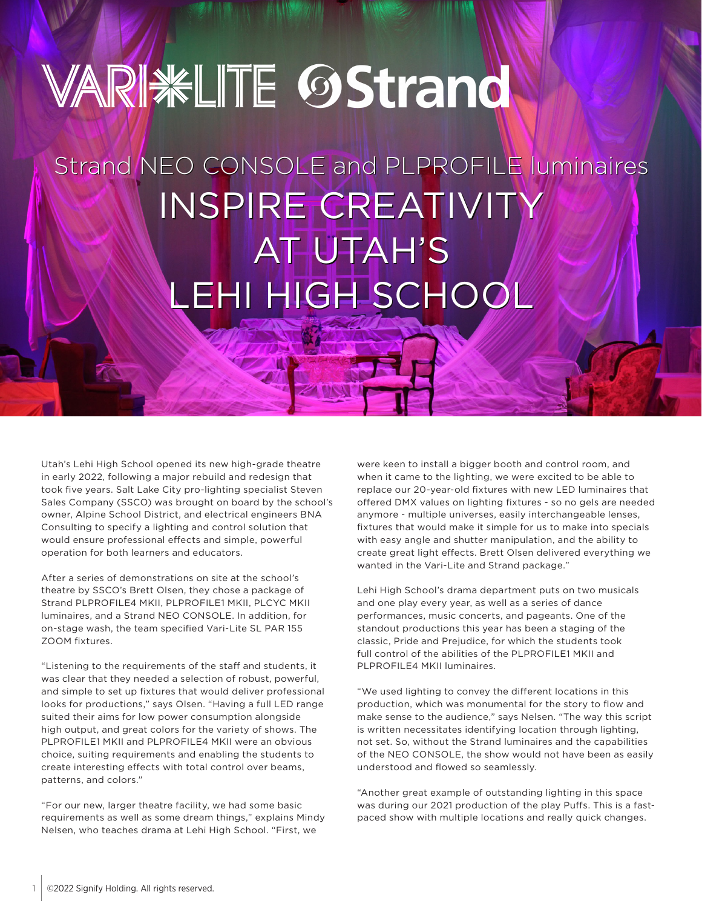VARI✱LITE Strand

# Strand NEO CONSOLE and PLPROFILE luminaires INSPIRE CREATIVITY AT UTAH'S LEHI HIGH SCHOOL

Utah's Lehi High School opened its new high-grade theatre in early 2022, following a major rebuild and redesign that took five years. Salt Lake City pro-lighting specialist Steven Sales Company (SSCO) was brought on board by the school's owner, Alpine School District, and electrical engineers BNA Consulting to specify a lighting and control solution that would ensure professional effects and simple, powerful operation for both learners and educators.

After a series of demonstrations on site at the school's theatre by SSCO's Brett Olsen, they chose a package of Strand PLPROFILE4 MKII, PLPROFILE1 MKII, PLCYC MKII luminaires, and a Strand NEO CONSOLE. In addition, for on-stage wash, the team specified Vari-Lite SL PAR 155 ZOOM fixtures.

"Listening to the requirements of the staff and students, it was clear that they needed a selection of robust, powerful, and simple to set up fixtures that would deliver professional looks for productions," says Olsen. "Having a full LED range suited their aims for low power consumption alongside high output, and great colors for the variety of shows. The PLPROFILE1 MKII and PLPROFILE4 MKII were an obvious choice, suiting requirements and enabling the students to create interesting effects with total control over beams, patterns, and colors."

"For our new, larger theatre facility, we had some basic requirements as well as some dream things," explains Mindy Nelsen, who teaches drama at Lehi High School. "First, we were keen to install a bigger booth and control room, and when it came to the lighting, we were excited to be able to replace our 20-year-old fixtures with new LED luminaires that offered DMX values on lighting fixtures - so no gels are needed anymore - multiple universes, easily interchangeable lenses, fixtures that would make it simple for us to make into specials with easy angle and shutter manipulation, and the ability to create great light effects. Brett Olsen delivered everything we wanted in the Vari-Lite and Strand package."

Lehi High School's drama department puts on two musicals and one play every year, as well as a series of dance performances, music concerts, and pageants. One of the standout productions this year has been a staging of the classic, Pride and Prejudice, for which the students took full control of the abilities of the PLPROFILE1 MKII and PLPROFILE4 MKII luminaires.

"We used lighting to convey the different locations in this production, which was monumental for the story to flow and make sense to the audience," says Nelsen. "The way this script is written necessitates identifying location through lighting, not set. So, without the Strand luminaires and the capabilities of the NEO CONSOLE, the show would not have been as easily understood and flowed so seamlessly.

"Another great example of outstanding lighting in this space was during our 2021 production of the play Puffs. This is a fast-paced show with multiple locations and really quick changes.

©2022 Signify Holding. All rights reserved.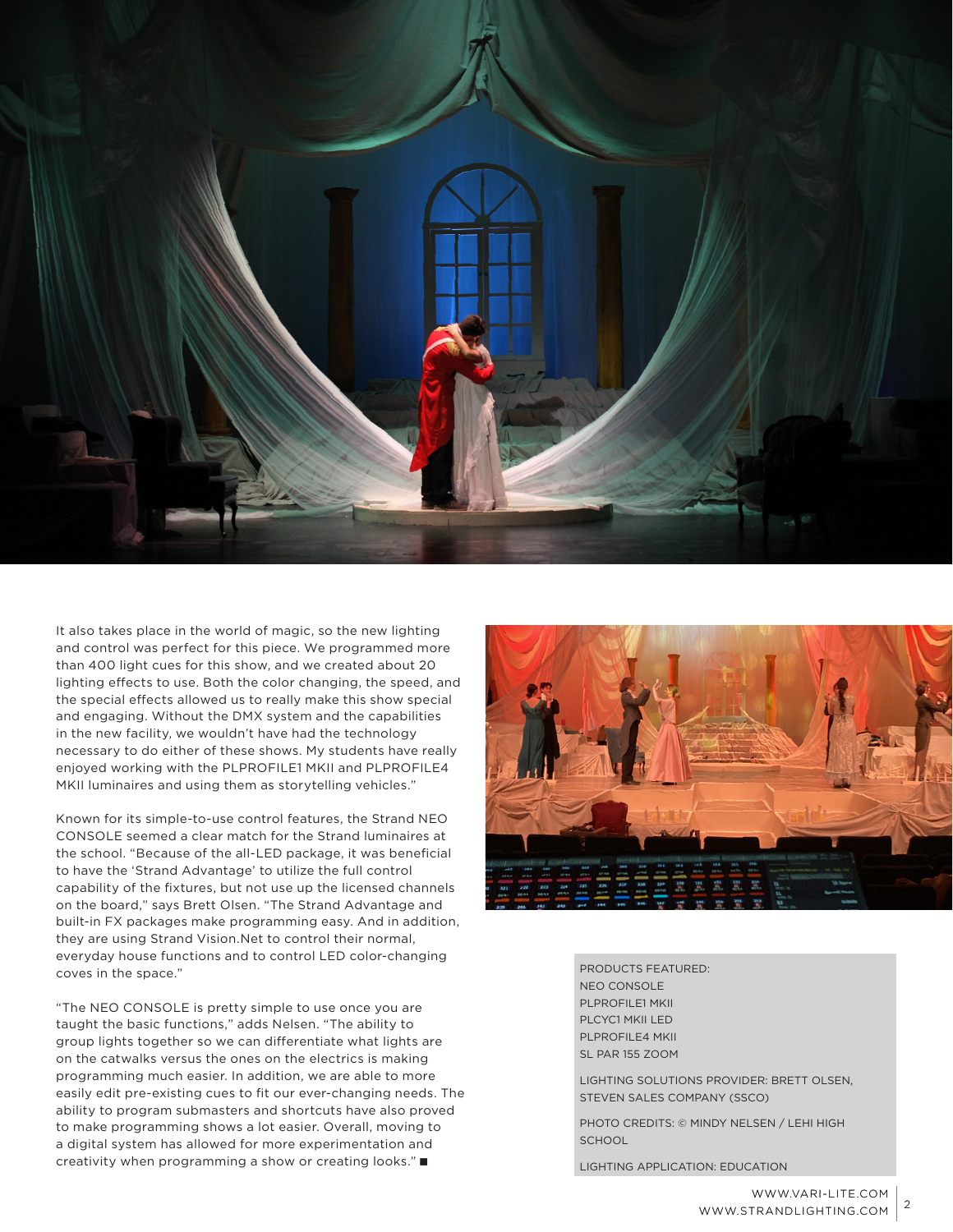It also takes place in the world of magic, so the new lighting and control was perfect for this piece. We programmed more than 400 light cues for this show, and we created about 20 lighting effects to use. Both the color changing, the speed, and the special effects allowed us to really make this show special and engaging. Without the DMX system and the capabilities in the new facility, we wouldn't have had the technology necessary to do either of these shows. My students have really enjoyed working with the PLPROFILE1 MKII and PLPROFILE4 MKII luminaires and using them as storytelling vehicles."

Known for its simple-to-use control features, the Strand NEO CONSOLE seemed a clear match for the Strand luminaires at the school. "Because of the all-LED package, it was beneficial to have the 'Strand Advantage' to utilize the full control capability of the fixtures, but not use up the licensed channels on the board," says Brett Olsen. "The Strand Advantage and built-in FX packages make programming easy. And in addition, they are using Strand Vision.Net to control their normal, everyday house functions and to control LED color-changing coves in the space."

"The NEO CONSOLE is pretty simple to use once you are taught the basic functions," adds Nelsen. "The ability to group lights together so we can differentiate what lights are on the catwalks versus the ones on the electrics is making programming much easier. In addition, we are able to more easily edit pre-existing cues to fit our ever-changing needs. The ability to program submasters and shortcuts have also proved to make programming shows a lot easier. Overall, moving to a digital system has allowed for more experimentation and creativity when programming a show or creating looks." ■

PRODUCTS FEATURED:
NEO CONSOLE
PLPROFILE1 MKII
PLCYC1 MKII LED
PLPROFILE4 MKII
SL PAR 155 ZOOM

LIGHTING SOLUTIONS PROVIDER: BRETT OLSEN, STEVEN SALES COMPANY (SSCO)

PHOTO CREDITS: © MINDY NELSEN / LEHI HIGH SCHOOL

LIGHTING APPLICATION: EDUCATION

WWW.VARI-LITE.COM
WWW.STRANDLIGHTING.COM